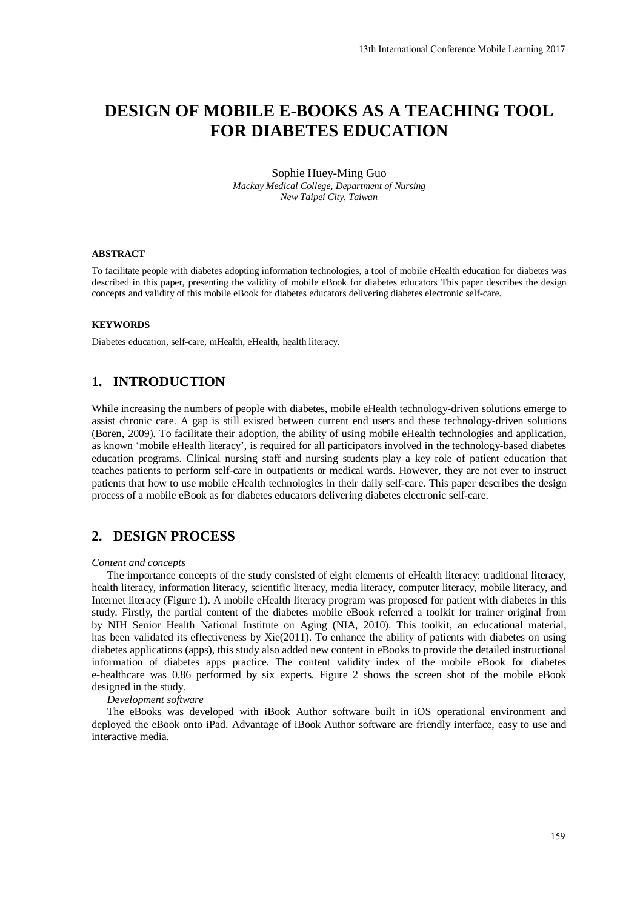# DESIGN OF MOBILE E-BOOKS AS A TEACHING TOOL FOR DIABETES EDUCATION

Sophie Huey-Ming Guo
*Mackay Medical College, Department of Nursing*
*New Taipei City, Taiwan*

### ABSTRACT

To facilitate people with diabetes adopting information technologies, a tool of mobile eHealth education for diabetes was described in this paper, presenting the validity of mobile eBook for diabetes educators This paper describes the design concepts and validity of this mobile eBook for diabetes educators delivering diabetes electronic self-care.

### KEYWORDS

Diabetes education, self-care, mHealth, eHealth, health literacy.

## 1. INTRODUCTION

While increasing the numbers of people with diabetes, mobile eHealth technology-driven solutions emerge to assist chronic care. A gap is still existed between current end users and these technology-driven solutions (Boren, 2009). To facilitate their adoption, the ability of using mobile eHealth technologies and application, as known 'mobile eHealth literacy', is required for all participators involved in the technology-based diabetes education programs. Clinical nursing staff and nursing students play a key role of patient education that teaches patients to perform self-care in outpatients or medical wards. However, they are not ever to instruct patients that how to use mobile eHealth technologies in their daily self-care. This paper describes the design process of a mobile eBook as for diabetes educators delivering diabetes electronic self-care.

## 2. DESIGN PROCESS

*Content and concepts*

The importance concepts of the study consisted of eight elements of eHealth literacy: traditional literacy, health literacy, information literacy, scientific literacy, media literacy, computer literacy, mobile literacy, and Internet literacy (Figure 1). A mobile eHealth literacy program was proposed for patient with diabetes in this study. Firstly, the partial content of the diabetes mobile eBook referred a toolkit for trainer original from by NIH Senior Health National Institute on Aging (NIA, 2010). This toolkit, an educational material, has been validated its effectiveness by Xie(2011). To enhance the ability of patients with diabetes on using diabetes applications (apps), this study also added new content in eBooks to provide the detailed instructional information of diabetes apps practice. The content validity index of the mobile eBook for diabetes e-healthcare was 0.86 performed by six experts. Figure 2 shows the screen shot of the mobile eBook designed in the study.

*Development software*

The eBooks was developed with iBook Author software built in iOS operational environment and deployed the eBook onto iPad. Advantage of iBook Author software are friendly interface, easy to use and interactive media.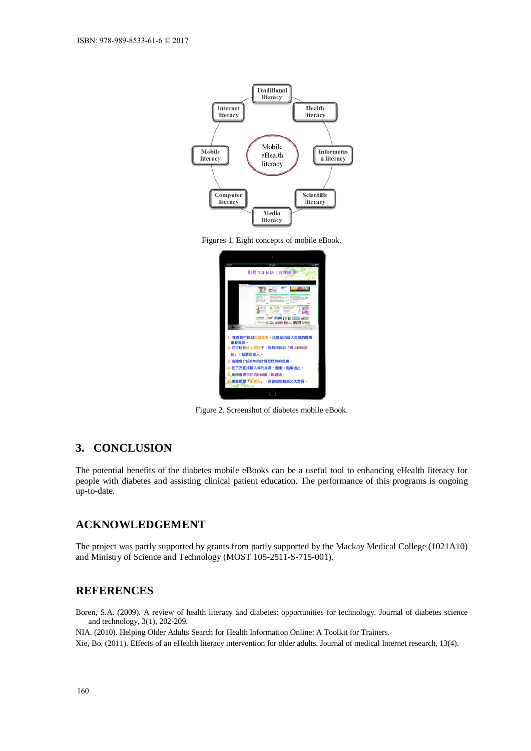Traditional literacy

Health literacy

Information literacy

Scientific literacy

Media literacy

Computer literacy

Mobile literacy

Internet literacy

Mobile eHealth literacy

Figures 1. Eight concepts of mobile eBook.

Figure 2. Screenshot of diabetes mobile eBook.

## 3. CONCLUSION

The potential benefits of the diabetes mobile eBooks can be a useful tool to enhancing eHealth literacy for people with diabetes and assisting clinical patient education. The performance of this programs is ongoing up-to-date.

## ACKNOWLEDGEMENT

The project was partly supported by grants from partly supported by the Mackay Medical College (1021A10) and Ministry of Science and Technology (MOST 105-2511-S-715-001).

## REFERENCES

Boren, S.A. (2009). A review of health literacy and diabetes: opportunities for technology. Journal of diabetes science and technology, 3(1), 202-209.

NIA. (2010). Helping Older Adults Search for Health Information Online: A Toolkit for Trainers.

Xie, Bo. (2011). Effects of an eHealth literacy intervention for older adults. Journal of medical Internet research, 13(4).